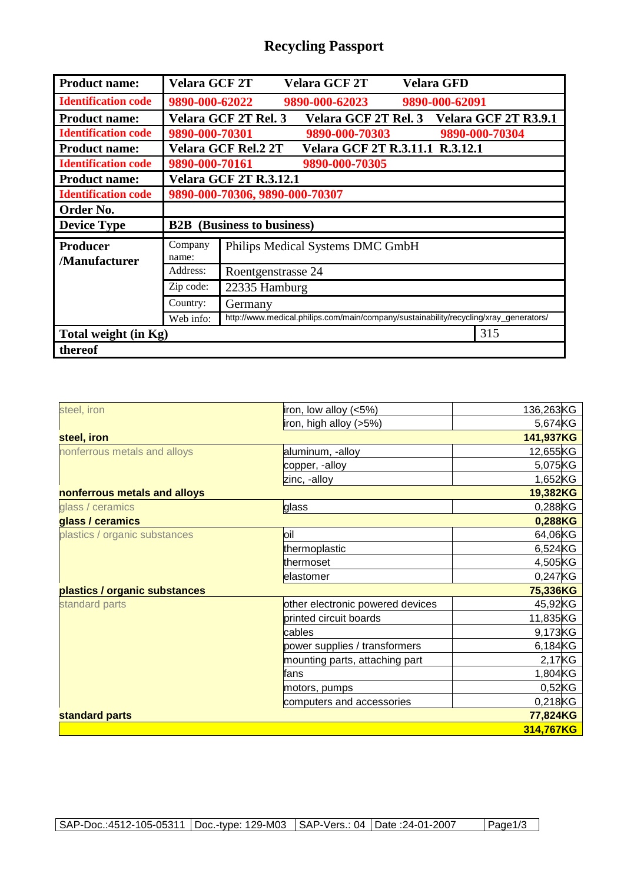# Recycling Passport

| | | | |
|---|---|---|---|
| **Product name:** | **Velara GCF 2T** | **Velara GCF 2T** | **Velara GFD** |
| **Identification code** | **9890-000-62022** | **9890-000-62023** | **9890-000-62091** |
| **Product name:** | **Velara GCF 2T Rel. 3** | **Velara GCF 2T Rel. 3** | **Velara GCF 2T R3.9.1** |
| **Identification code** | **9890-000-70301** | **9890-000-70303** | **9890-000-70304** |
| **Product name:** | **Velara GCF Rel.2 2T** | **Velara GCF 2T R.3.11.1 R.3.12.1** | |
| **Identification code** | **9890-000-70161** | **9890-000-70305** | |
| **Product name:** | **Velara GCF 2T R.3.12.1** | | |
| **Identification code** | **9890-000-70306, 9890-000-70307** | | |
| **Order No.** | | | |
| **Device Type** | **B2B (Business to business)** | | |
| **Producer /Manufacturer** | Company name: | Philips Medical Systems DMC GmbH | |
| | Address: | Roentgenstrasse 24 | |
| | Zip code: | 22335 Hamburg | |
| | Country: | Germany | |
| | Web info: | http://www.medical.philips.com/main/company/sustainability/recycling/xray_generators/ | |
| **Total weight (in Kg)** | | | 315 |
| **thereof** | | | |

| | | |
|---|---|---|
| steel, iron | iron, low alloy (<5%) | 136,263KG |
| | iron, high alloy (>5%) | 5,674KG |
| **steel, iron** | | **141,937KG** |
| nonferrous metals and alloys | aluminum, -alloy | 12,655KG |
| | copper, -alloy | 5,075KG |
| | zinc, -alloy | 1,652KG |
| **nonferrous metals and alloys** | | **19,382KG** |
| glass / ceramics | glass | 0,288KG |
| **glass / ceramics** | | **0,288KG** |
| plastics / organic substances | oil | 64,06KG |
| | thermoplastic | 6,524KG |
| | thermoset | 4,505KG |
| | elastomer | 0,247KG |
| **plastics / organic substances** | | **75,336KG** |
| standard parts | other electronic powered devices | 45,92KG |
| | printed circuit boards | 11,835KG |
| | cables | 9,173KG |
| | power supplies / transformers | 6,184KG |
| | mounting parts, attaching part | 2,17KG |
| | fans | 1,804KG |
| | motors, pumps | 0,52KG |
| | computers and accessories | 0,218KG |
| **standard parts** | | **77,824KG** |
| | | **314,767KG** |

| SAP-Doc.:4512-105-05311 | Doc.-type: 129-M03 | SAP-Vers.: 04 | Date :24-01-2007 |
|---|---|---|---|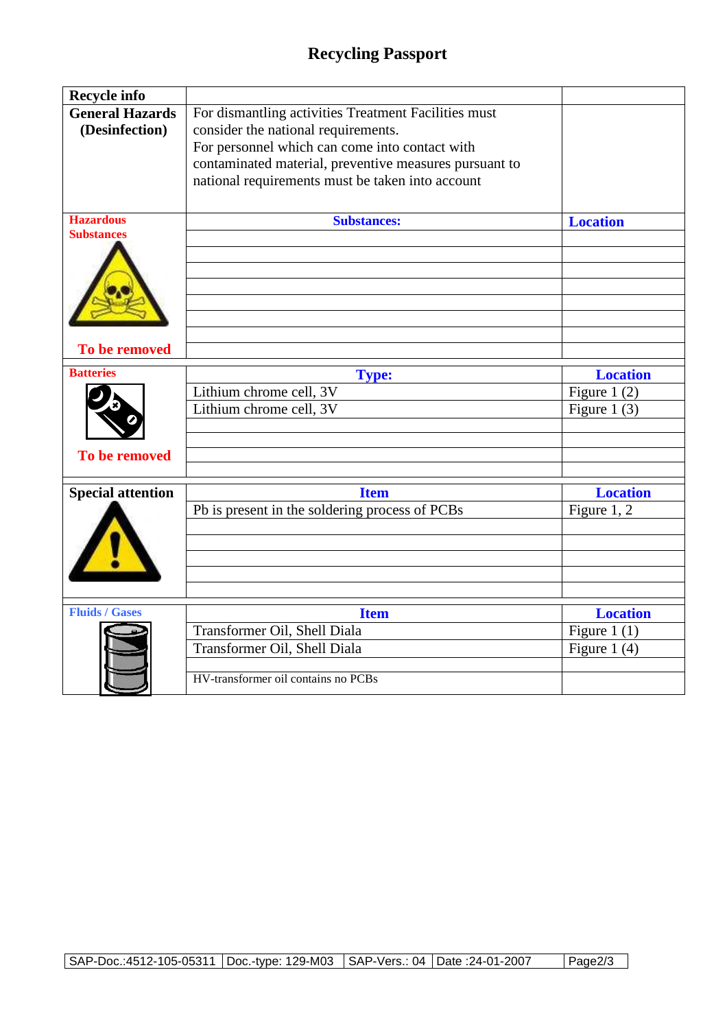# Recycling Passport

| Recycle info | | |
|---|---|---|
| **General Hazards (Desinfection)** | For dismantling activities Treatment Facilities must consider the national requirements. For personnel which can come into contact with contaminated material, preventive measures pursuant to national requirements must be taken into account | |
| **Hazardous Substances** | **Substances:** | **Location** |
| | | |
| | | |
| | | |
| | | |
| | | |
| | | |
| **To be removed** | | |
| **Batteries** | **Type:** | **Location** |
| | Lithium chrome cell, 3V | Figure 1 (2) |
| | Lithium chrome cell, 3V | Figure 1 (3) |
| | | |
| | | |
| **To be removed** | | |
| **Special attention** | **Item** | **Location** |
| | Pb is present in the soldering process of PCBs | Figure 1, 2 |
| | | |
| | | |
| | | |
| | | |
| | | |
| **Fluids / Gases** | **Item** | **Location** |
| | Transformer Oil, Shell Diala | Figure 1 (1) |
| | Transformer Oil, Shell Diala | Figure 1 (4) |
| | | |
| | HV-transformer oil contains no PCBs | |

| SAP-Doc.:4512-105-05311 | Doc.-type: 129-M03 | SAP-Vers.: 04 | Date :24-01-2007 |
|---|---|---|---|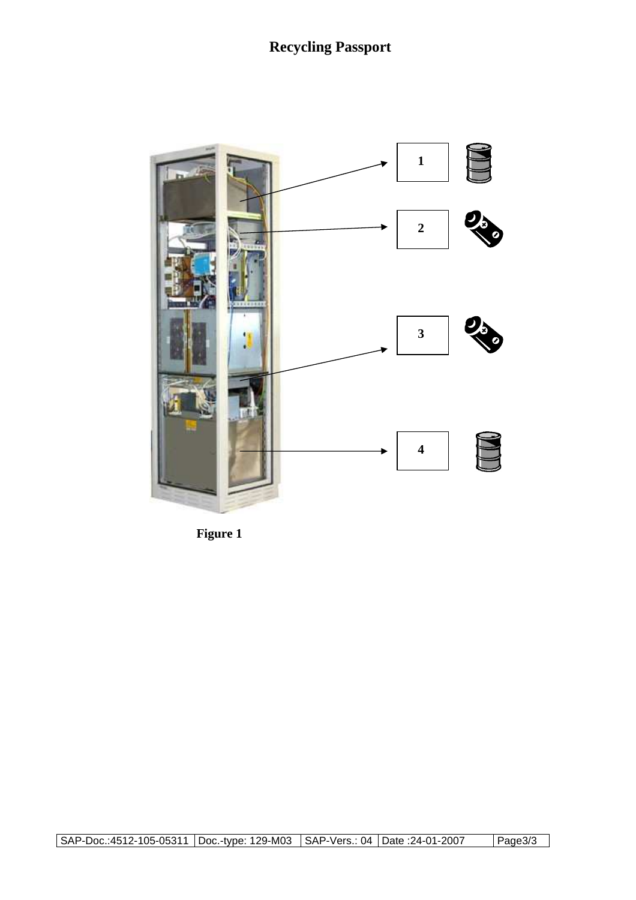# Recycling Passport

1

2

3

4

**Figure 1**